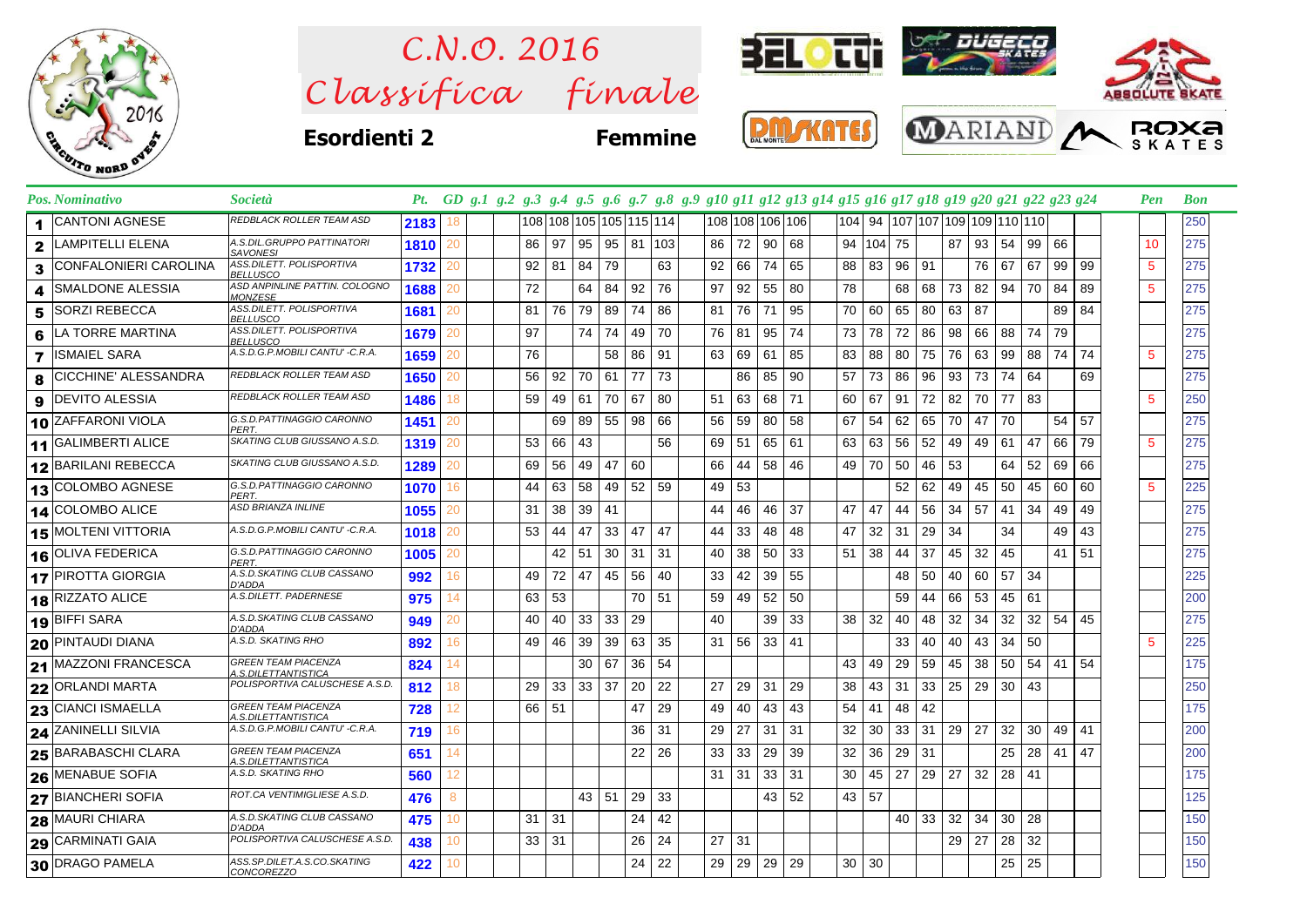# C.N.O. 2016

# Classifica finale

**Esordienti 2** **Femmine**

| Pos. | Nominativo | Società | Pt. | GD | g.1 | g.2 | g.3 | g.4 | g.5 | g.6 | g.7 | g.8 | g.9 | g.10 | g.11 | g.12 | g.13 | g.14 | g.15 | g.16 | g.17 | g.18 | g.19 | g.20 | g.21 | g.22 | g.23 | g.24 | Pen | Bon |
|---|---|---|---|---|---|---|---|---|---|---|---|---|---|---|---|---|---|---|---|---|---|---|---|---|---|---|---|---|---|---|
| 1 | CANTONI AGNESE | REDBLACK ROLLER TEAM ASD | 2183 | 18 | | | 108 | 108 | 105 | 105 | 115 | 114 | | 108 | 108 | 106 | 106 | | 104 | 94 | 107 | 107 | 109 | 109 | 110 | 110 | | | | 250 |
| 2 | LAMPITELLI ELENA | A.S.DIL.GRUPPO PATTINATORI SAVONESI | 1810 | 20 | | | 86 | 97 | 95 | 95 | 81 | 103 | | 86 | 72 | 90 | 68 | | 94 | 104 | 75 | | 87 | 93 | 54 | 99 | 66 | | 10 | 275 |
| 3 | CONFALONIERI CAROLINA | ASS.DILETT. POLISPORTIVA BELLUSCO | 1732 | 20 | | | 92 | 81 | 84 | 79 | | 63 | | 92 | 66 | 74 | 65 | | 88 | 83 | 96 | 91 | | 76 | 67 | 67 | 99 | 99 | 5 | 275 |
| 4 | SMALDONE ALESSIA | ASD ANPINLINE PATTIN. COLOGNO MONZESE | 1688 | 20 | | | 72 | | 64 | 84 | 92 | 76 | | 97 | 92 | 55 | 80 | | 78 | | 68 | 68 | 73 | 82 | 94 | 70 | 84 | 89 | 5 | 275 |
| 5 | SORZI REBECCA | ASS.DILETT. POLISPORTIVA BELLUSCO | 1681 | 20 | | | 81 | 76 | 79 | 89 | 74 | 86 | | 81 | 76 | 71 | 95 | | 70 | 60 | 65 | 80 | 63 | 87 | | | 89 | 84 | | 275 |
| 6 | LA TORRE MARTINA | ASS.DILETT. POLISPORTIVA BELLUSCO | 1679 | 20 | | | 97 | | 74 | 74 | 49 | 70 | | 76 | 81 | 95 | 74 | | 73 | 78 | 72 | 86 | 98 | 66 | 88 | 74 | 79 | | | 275 |
| 7 | ISMAIEL SARA | A.S.D.G.P.MOBILI CANTU' -C.R.A. | 1659 | 20 | | | 76 | | | 58 | 86 | 91 | | 63 | 69 | 61 | 85 | | 83 | 88 | 80 | 75 | 76 | 63 | 99 | 88 | 74 | 74 | 5 | 275 |
| 8 | CICCHINE' ALESSANDRA | REDBLACK ROLLER TEAM ASD | 1650 | 20 | | | 56 | 92 | 70 | 61 | 77 | 73 | | | 86 | 85 | 90 | | 57 | 73 | 86 | 96 | 93 | 73 | 74 | 64 | | 69 | | 275 |
| 9 | DEVITO ALESSIA | REDBLACK ROLLER TEAM ASD | 1486 | 18 | | | 59 | 49 | 61 | 70 | 67 | 80 | | 51 | 63 | 68 | 71 | | 60 | 67 | 91 | 72 | 82 | 70 | 77 | 83 | | | 5 | 250 |
| 10 | ZAFFARONI VIOLA | G.S.D.PATTINAGGIO CARONNO PERT. | 1451 | 20 | | | | 69 | 89 | 55 | 98 | 66 | | 56 | 59 | 80 | 58 | | 67 | 54 | 62 | 65 | 70 | 47 | 70 | | 54 | 57 | | 275 |
| 11 | GALIMBERTI ALICE | SKATING CLUB GIUSSANO A.S.D. | 1319 | 20 | | | 53 | 66 | 43 | | | 56 | | 69 | 51 | 65 | 61 | | 63 | 63 | 56 | 52 | 49 | 49 | 61 | 47 | 66 | 79 | 5 | 275 |
| 12 | BARILANI REBECCA | SKATING CLUB GIUSSANO A.S.D. | 1289 | 20 | | | 69 | 56 | 49 | 47 | 60 | | | 66 | 44 | 58 | 46 | | 49 | 70 | 50 | 46 | 53 | | 64 | 52 | 69 | 66 | | 275 |
| 13 | COLOMBO AGNESE | G.S.D.PATTINAGGIO CARONNO PERT. | 1070 | 16 | | | 44 | 63 | 58 | 49 | 52 | 59 | | 49 | 53 | | | | | | 52 | 62 | 49 | 45 | 50 | 45 | 60 | 60 | 5 | 225 |
| 14 | COLOMBO ALICE | ASD BRIANZA INLINE | 1055 | 20 | | | 31 | 38 | 39 | 41 | | | | 44 | 46 | 46 | 37 | | 47 | 47 | 44 | 56 | 34 | 57 | 41 | 34 | 49 | 49 | | 275 |
| 15 | MOLTENI VITTORIA | A.S.D.G.P.MOBILI CANTU' -C.R.A. | 1018 | 20 | | | 53 | 44 | 47 | 33 | 47 | 47 | | 44 | 33 | 48 | 48 | | 47 | 32 | 31 | 29 | 34 | | 34 | | 49 | 43 | | 275 |
| 16 | OLIVA FEDERICA | G.S.D.PATTINAGGIO CARONNO PERT. | 1005 | 20 | | | | 42 | 51 | 30 | 31 | 31 | | 40 | 38 | 50 | 33 | | 51 | 38 | 44 | 37 | 45 | 32 | 45 | | 41 | 51 | | 275 |
| 17 | PIROTTA GIORGIA | A.S.D.SKATING CLUB CASSANO D'ADDA | 992 | 16 | | | 49 | 72 | 47 | 45 | 56 | 40 | | 33 | 42 | 39 | 55 | | | | 48 | 50 | 40 | 60 | 57 | 34 | | | | 225 |
| 18 | RIZZATO ALICE | A.S.DILETT. PADERNESE | 975 | 14 | | | 63 | 53 | | | 70 | 51 | | 59 | 49 | 52 | 50 | | | | 59 | 44 | 66 | 53 | 45 | 61 | | | | 200 |
| 19 | BIFFI SARA | A.S.D.SKATING CLUB CASSANO D'ADDA | 949 | 20 | | | 40 | 40 | 33 | 33 | 29 | | | 40 | | 39 | 33 | | 38 | 32 | 40 | 48 | 32 | 34 | 32 | 32 | 54 | 45 | | 275 |
| 20 | PINTAUDI DIANA | A.S.D. SKATING RHO | 892 | 16 | | | 49 | 46 | 39 | 39 | 63 | 35 | | 31 | 56 | 33 | 41 | | | | 33 | 40 | 40 | 43 | 34 | 50 | | | 5 | 225 |
| 21 | MAZZONI FRANCESCA | GREEN TEAM PIACENZA A.S.DILETTANTISTICA | 824 | 14 | | | | | 30 | 67 | 36 | 54 | | | | | | | 43 | 49 | 29 | 59 | 45 | 38 | 50 | 54 | 41 | 54 | | 175 |
| 22 | ORLANDI MARTA | POLISPORTIVA CALUSCHESE A.S.D. | 812 | 18 | | | 29 | 33 | 33 | 37 | 20 | 22 | | 27 | 29 | 31 | 29 | | 38 | 43 | 31 | 33 | 25 | 29 | 30 | 43 | | | | 250 |
| 23 | CIANCI ISMAELLA | GREEN TEAM PIACENZA A.S.DILETTANTISTICA | 728 | 12 | | | 66 | 51 | | | 47 | 29 | | 49 | 40 | 43 | 43 | | 54 | 41 | 48 | 42 | | | | | | | | 175 |
| 24 | ZANINELLI SILVIA | A.S.D.G.P.MOBILI CANTU' -C.R.A. | 719 | 16 | | | | | | | 36 | 31 | | 29 | 27 | 31 | 31 | | 32 | 30 | 33 | 31 | 29 | 27 | 32 | 30 | 49 | 41 | | 200 |
| 25 | BARABASCHI CLARA | GREEN TEAM PIACENZA A.S.DILETTANTISTICA | 651 | 14 | | | | | | | 22 | 26 | | 33 | 33 | 29 | 39 | | 32 | 36 | 29 | 31 | | | 25 | 28 | 41 | 47 | | 200 |
| 26 | MENABUE SOFIA | A.S.D. SKATING RHO | 560 | 12 | | | | | | | | | | 31 | 31 | 33 | 31 | | 30 | 45 | 27 | 29 | 27 | 32 | 28 | 41 | | | | 175 |
| 27 | BIANCHERI SOFIA | ROT.CA VENTIMIGLIESE A.S.D. | 476 | 8 | | | | | 43 | 51 | 29 | 33 | | | | 43 | 52 | | 43 | 57 | | | | | | | | | | 125 |
| 28 | MAURI CHIARA | A.S.D.SKATING CLUB CASSANO D'ADDA | 475 | 10 | | | 31 | 31 | | | 24 | 42 | | | | | | | | | 40 | 33 | 32 | 34 | 30 | 28 | | | | 150 |
| 29 | CARMINATI GAIA | POLISPORTIVA CALUSCHESE A.S.D. | 438 | 10 | | | 33 | 31 | | | 26 | 24 | | 27 | 31 | | | | | | | | 29 | 27 | 28 | 32 | | | | 150 |
| 30 | DRAGO PAMELA | ASS.SP.DILET.A.S.CO.SKATING CONCOREZZO | 422 | 10 | | | | | | | 24 | 22 | | 29 | 29 | 29 | 29 | | 30 | 30 | | | | | 25 | 25 | | | | 150 |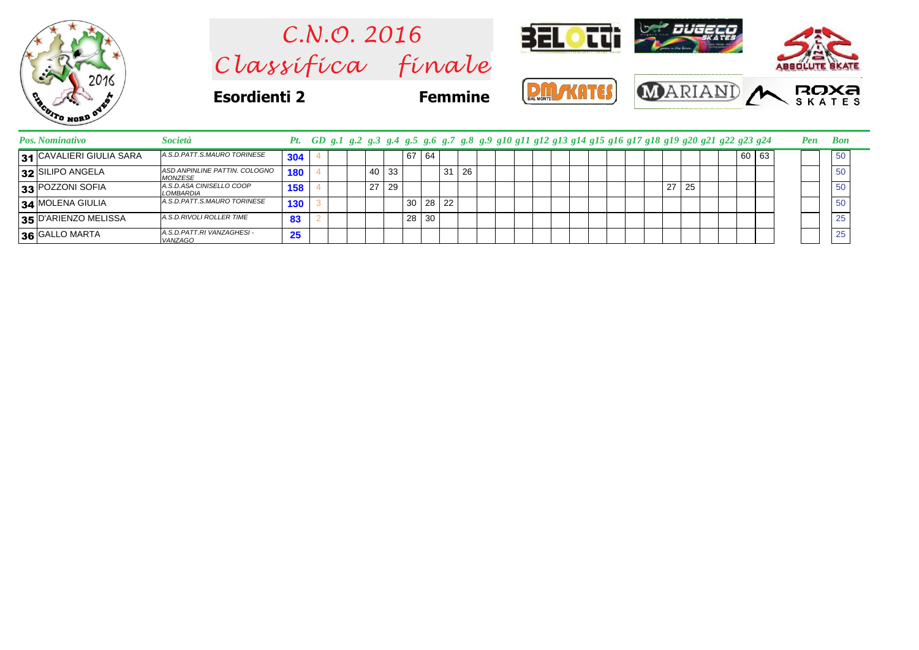# C.N.O. 2016
# Classifica finale

**Esordienti 2** **Femmine**

| Pos. | Nominativo | Società | Pt. | GD | g.1 | g.2 | g.3 | g.4 | g.5 | g.6 | g.7 | g.8 | g.9 | g10 | g11 | g12 | g13 | g14 | g15 | g16 | g17 | g18 | g19 | g20 | g21 | g22 | g23 | g24 | Pen | Bon |
|---|---|---|---|---|---|---|---|---|---|---|---|---|---|---|---|---|---|---|---|---|---|---|---|---|---|---|---|---|---|---|
| 31 | CAVALIERI GIULIA SARA | A.S.D.PATT.S.MAURO TORINESE | 304 | 4 | | | | | 67 | 64 | | | | | | | | | | | | | | | | | 60 | 63 | | 50 |
| 32 | SILIPO ANGELA | ASD ANPINLINE PATTIN. COLOGNO MONZESE | 180 | 4 | | | 40 | 33 | | | 31 | 26 | | | | | | | | | | | | | | | | | | 50 |
| 33 | POZZONI SOFIA | A.S.D.ASA CINISELLO COOP LOMBARDIA | 158 | 4 | | | 27 | 29 | | | | | | | | | | | | | | | 27 | 25 | | | | | | 50 |
| 34 | MOLENA GIULIA | A.S.D.PATT.S.MAURO TORINESE | 130 | 3 | | | | | 30 | 28 | 22 | | | | | | | | | | | | | | | | | | | 50 |
| 35 | D'ARIENZO MELISSA | A.S.D.RIVOLI ROLLER TIME | 83 | 2 | | | | | 28 | 30 | | | | | | | | | | | | | | | | | | | | 25 |
| 36 | GALLO MARTA | A.S.D.PATT.RI VANZAGHESI - VANZAGO | 25 | | | | | | | | | | | | | | | | | | | | | | | | | | | 25 |